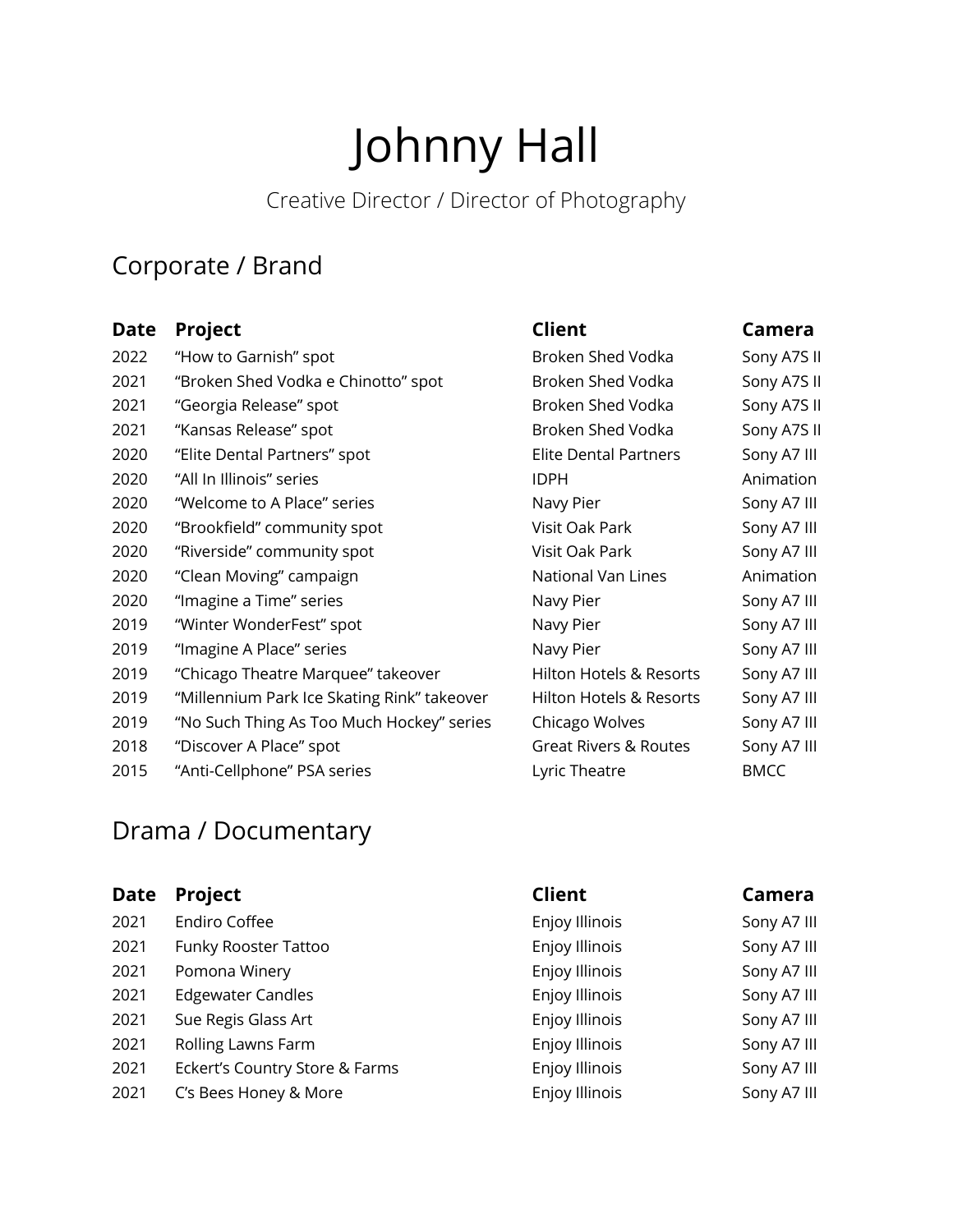# Johnny Hall

Creative Director / Director of Photography

## Corporate / Brand

| Date | Project | Client | Camera |
| --- | --- | --- | --- |
| 2022 | “How to Garnish” spot | Broken Shed Vodka | Sony A7S II |
| 2021 | “Broken Shed Vodka e Chinotto” spot | Broken Shed Vodka | Sony A7S II |
| 2021 | “Georgia Release” spot | Broken Shed Vodka | Sony A7S II |
| 2021 | “Kansas Release” spot | Broken Shed Vodka | Sony A7S II |
| 2020 | “Elite Dental Partners” spot | Elite Dental Partners | Sony A7 III |
| 2020 | “All In Illinois” series | IDPH | Animation |
| 2020 | “Welcome to A Place” series | Navy Pier | Sony A7 III |
| 2020 | “Brookfield” community spot | Visit Oak Park | Sony A7 III |
| 2020 | “Riverside” community spot | Visit Oak Park | Sony A7 III |
| 2020 | “Clean Moving” campaign | National Van Lines | Animation |
| 2020 | “Imagine a Time” series | Navy Pier | Sony A7 III |
| 2019 | “Winter WonderFest” spot | Navy Pier | Sony A7 III |
| 2019 | “Imagine A Place” series | Navy Pier | Sony A7 III |
| 2019 | “Chicago Theatre Marquee” takeover | Hilton Hotels & Resorts | Sony A7 III |
| 2019 | “Millennium Park Ice Skating Rink” takeover | Hilton Hotels & Resorts | Sony A7 III |
| 2019 | “No Such Thing As Too Much Hockey” series | Chicago Wolves | Sony A7 III |
| 2018 | “Discover A Place” spot | Great Rivers & Routes | Sony A7 III |
| 2015 | “Anti-Cellphone” PSA series | Lyric Theatre | BMCC |

## Drama / Documentary

| Date | Project | Client | Camera |
| --- | --- | --- | --- |
| 2021 | Endiro Coffee | Enjoy Illinois | Sony A7 III |
| 2021 | Funky Rooster Tattoo | Enjoy Illinois | Sony A7 III |
| 2021 | Pomona Winery | Enjoy Illinois | Sony A7 III |
| 2021 | Edgewater Candles | Enjoy Illinois | Sony A7 III |
| 2021 | Sue Regis Glass Art | Enjoy Illinois | Sony A7 III |
| 2021 | Rolling Lawns Farm | Enjoy Illinois | Sony A7 III |
| 2021 | Eckert’s Country Store & Farms | Enjoy Illinois | Sony A7 III |
| 2021 | C’s Bees Honey & More | Enjoy Illinois | Sony A7 III |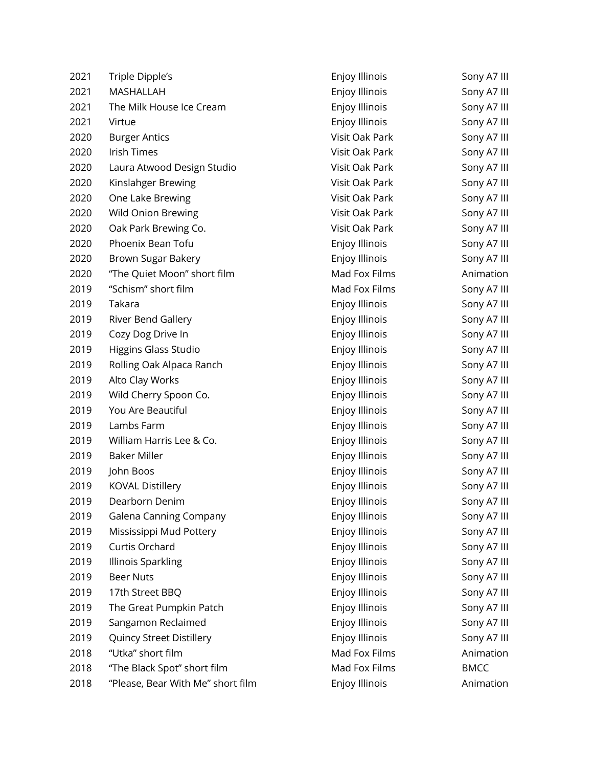| | | | |
|---|---|---|---|
| 2021 | Triple Dipple’s | Enjoy Illinois | Sony A7 III |
| 2021 | MASHALLAH | Enjoy Illinois | Sony A7 III |
| 2021 | The Milk House Ice Cream | Enjoy Illinois | Sony A7 III |
| 2021 | Virtue | Enjoy Illinois | Sony A7 III |
| 2020 | Burger Antics | Visit Oak Park | Sony A7 III |
| 2020 | Irish Times | Visit Oak Park | Sony A7 III |
| 2020 | Laura Atwood Design Studio | Visit Oak Park | Sony A7 III |
| 2020 | Kinslahger Brewing | Visit Oak Park | Sony A7 III |
| 2020 | One Lake Brewing | Visit Oak Park | Sony A7 III |
| 2020 | Wild Onion Brewing | Visit Oak Park | Sony A7 III |
| 2020 | Oak Park Brewing Co. | Visit Oak Park | Sony A7 III |
| 2020 | Phoenix Bean Tofu | Enjoy Illinois | Sony A7 III |
| 2020 | Brown Sugar Bakery | Enjoy Illinois | Sony A7 III |
| 2020 | “The Quiet Moon” short film | Mad Fox Films | Animation |
| 2019 | “Schism” short film | Mad Fox Films | Sony A7 III |
| 2019 | Takara | Enjoy Illinois | Sony A7 III |
| 2019 | River Bend Gallery | Enjoy Illinois | Sony A7 III |
| 2019 | Cozy Dog Drive In | Enjoy Illinois | Sony A7 III |
| 2019 | Higgins Glass Studio | Enjoy Illinois | Sony A7 III |
| 2019 | Rolling Oak Alpaca Ranch | Enjoy Illinois | Sony A7 III |
| 2019 | Alto Clay Works | Enjoy Illinois | Sony A7 III |
| 2019 | Wild Cherry Spoon Co. | Enjoy Illinois | Sony A7 III |
| 2019 | You Are Beautiful | Enjoy Illinois | Sony A7 III |
| 2019 | Lambs Farm | Enjoy Illinois | Sony A7 III |
| 2019 | William Harris Lee & Co. | Enjoy Illinois | Sony A7 III |
| 2019 | Baker Miller | Enjoy Illinois | Sony A7 III |
| 2019 | John Boos | Enjoy Illinois | Sony A7 III |
| 2019 | KOVAL Distillery | Enjoy Illinois | Sony A7 III |
| 2019 | Dearborn Denim | Enjoy Illinois | Sony A7 III |
| 2019 | Galena Canning Company | Enjoy Illinois | Sony A7 III |
| 2019 | Mississippi Mud Pottery | Enjoy Illinois | Sony A7 III |
| 2019 | Curtis Orchard | Enjoy Illinois | Sony A7 III |
| 2019 | Illinois Sparkling | Enjoy Illinois | Sony A7 III |
| 2019 | Beer Nuts | Enjoy Illinois | Sony A7 III |
| 2019 | 17th Street BBQ | Enjoy Illinois | Sony A7 III |
| 2019 | The Great Pumpkin Patch | Enjoy Illinois | Sony A7 III |
| 2019 | Sangamon Reclaimed | Enjoy Illinois | Sony A7 III |
| 2019 | Quincy Street Distillery | Enjoy Illinois | Sony A7 III |
| 2018 | “Utka” short film | Mad Fox Films | Animation |
| 2018 | “The Black Spot” short film | Mad Fox Films | BMCC |
| 2018 | “Please, Bear With Me” short film | Enjoy Illinois | Animation |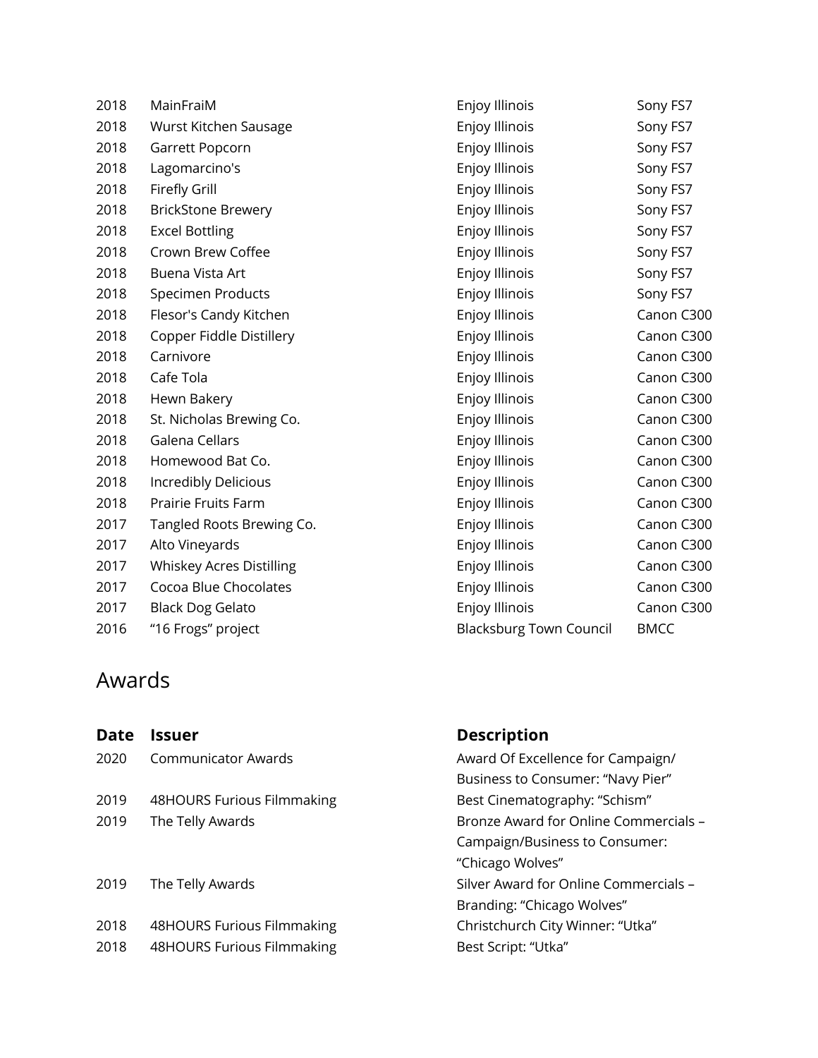| | | | |
|---|---|---|---|
| 2018 | MainFraiM | Enjoy Illinois | Sony FS7 |
| 2018 | Wurst Kitchen Sausage | Enjoy Illinois | Sony FS7 |
| 2018 | Garrett Popcorn | Enjoy Illinois | Sony FS7 |
| 2018 | Lagomarcino's | Enjoy Illinois | Sony FS7 |
| 2018 | Firefly Grill | Enjoy Illinois | Sony FS7 |
| 2018 | BrickStone Brewery | Enjoy Illinois | Sony FS7 |
| 2018 | Excel Bottling | Enjoy Illinois | Sony FS7 |
| 2018 | Crown Brew Coffee | Enjoy Illinois | Sony FS7 |
| 2018 | Buena Vista Art | Enjoy Illinois | Sony FS7 |
| 2018 | Specimen Products | Enjoy Illinois | Sony FS7 |
| 2018 | Flesor's Candy Kitchen | Enjoy Illinois | Canon C300 |
| 2018 | Copper Fiddle Distillery | Enjoy Illinois | Canon C300 |
| 2018 | Carnivore | Enjoy Illinois | Canon C300 |
| 2018 | Cafe Tola | Enjoy Illinois | Canon C300 |
| 2018 | Hewn Bakery | Enjoy Illinois | Canon C300 |
| 2018 | St. Nicholas Brewing Co. | Enjoy Illinois | Canon C300 |
| 2018 | Galena Cellars | Enjoy Illinois | Canon C300 |
| 2018 | Homewood Bat Co. | Enjoy Illinois | Canon C300 |
| 2018 | Incredibly Delicious | Enjoy Illinois | Canon C300 |
| 2018 | Prairie Fruits Farm | Enjoy Illinois | Canon C300 |
| 2017 | Tangled Roots Brewing Co. | Enjoy Illinois | Canon C300 |
| 2017 | Alto Vineyards | Enjoy Illinois | Canon C300 |
| 2017 | Whiskey Acres Distilling | Enjoy Illinois | Canon C300 |
| 2017 | Cocoa Blue Chocolates | Enjoy Illinois | Canon C300 |
| 2017 | Black Dog Gelato | Enjoy Illinois | Canon C300 |
| 2016 | "16 Frogs" project | Blacksburg Town Council | BMCC |

## Awards

| Date | Issuer | Description |
|---|---|---|
| 2020 | Communicator Awards | Award Of Excellence for Campaign/ Business to Consumer: "Navy Pier" |
| 2019 | 48HOURS Furious Filmmaking | Best Cinematography: "Schism" |
| 2019 | The Telly Awards | Bronze Award for Online Commercials – Campaign/Business to Consumer: "Chicago Wolves" |
| 2019 | The Telly Awards | Silver Award for Online Commercials – Branding: "Chicago Wolves" |
| 2018 | 48HOURS Furious Filmmaking | Christchurch City Winner: "Utka" |
| 2018 | 48HOURS Furious Filmmaking | Best Script: "Utka" |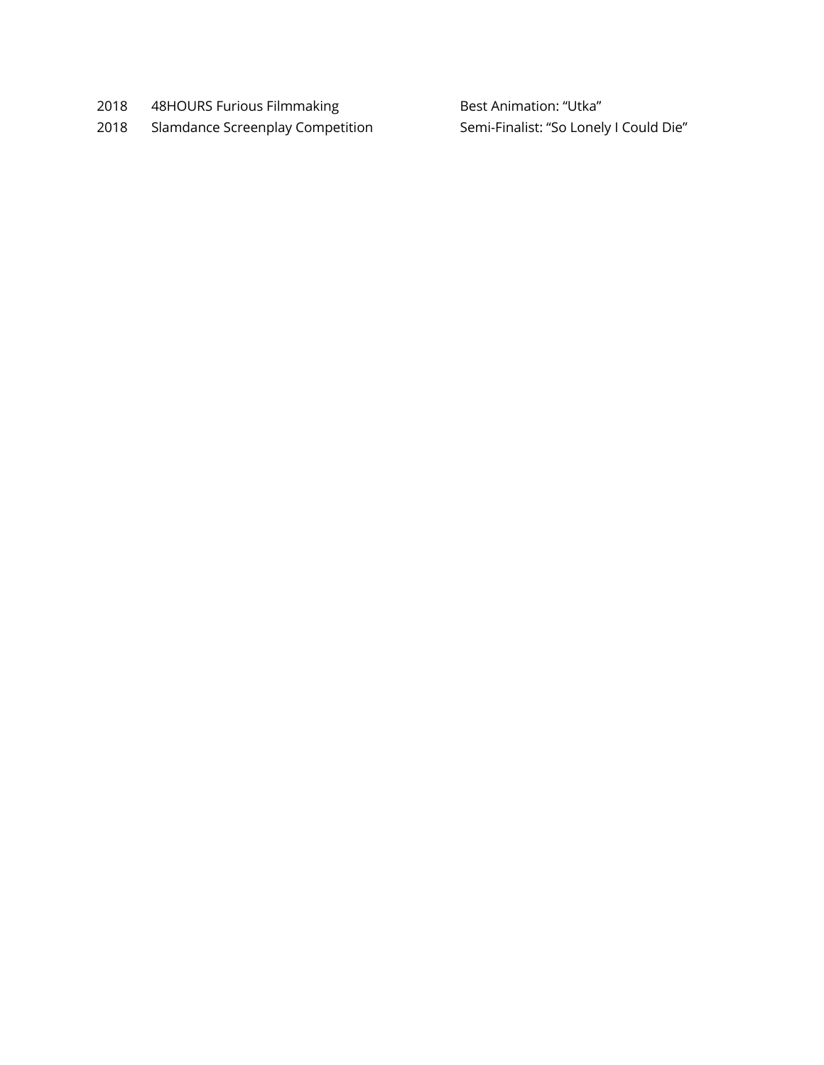| | | |
|---|---|---|
| 2018 | 48HOURS Furious Filmmaking | Best Animation: “Utka” |
| 2018 | Slamdance Screenplay Competition | Semi-Finalist: “So Lonely I Could Die” |